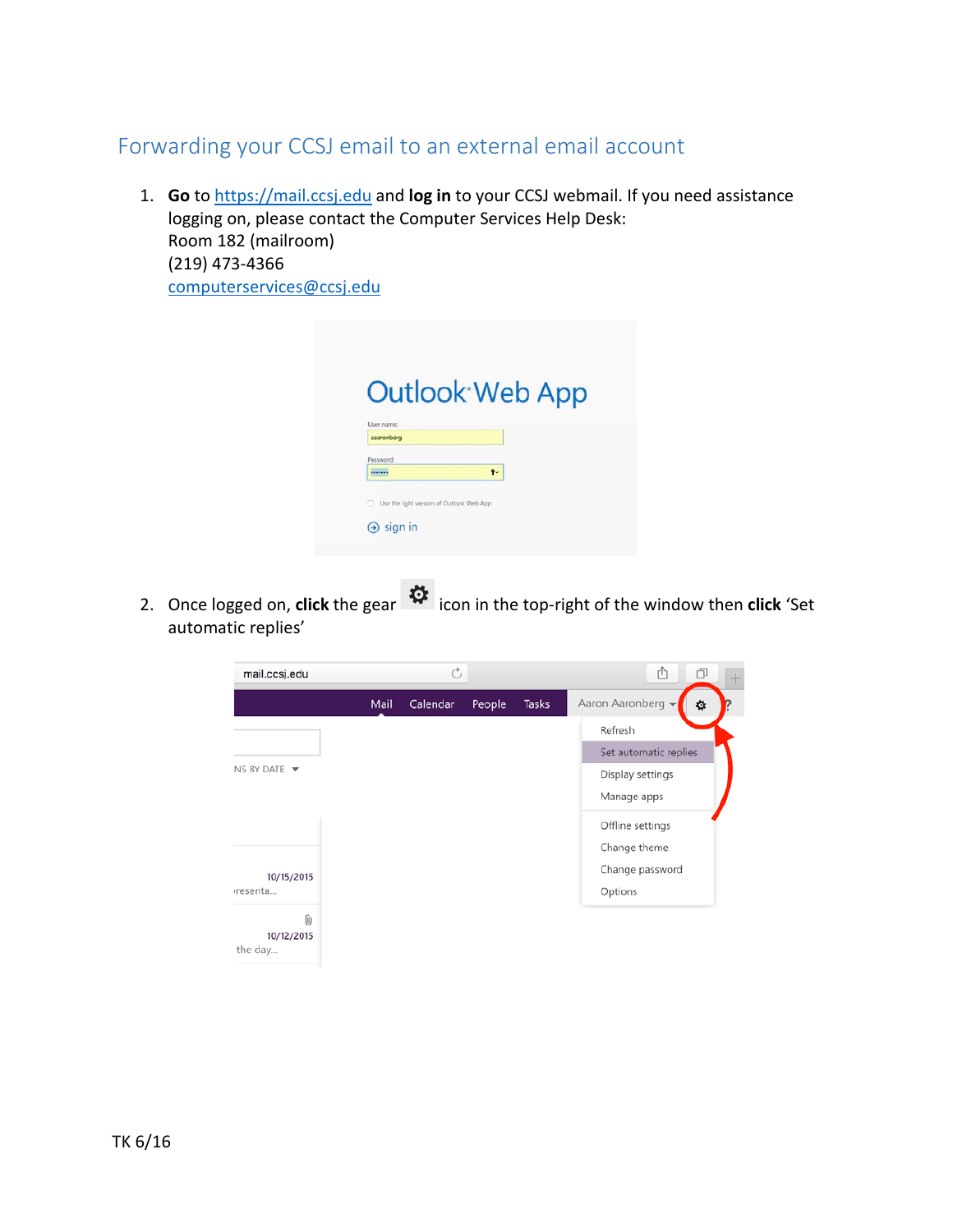# Forwarding your CCSJ email to an external email account

1. **Go** to https://mail.ccsj.edu and **log in** to your CCSJ webmail. If you need assistance logging on, please contact the Computer Services Help Desk:
   Room 182 (mailroom)
   (219) 473-4366
   computerservices@ccsj.edu

2. Once logged on, **click** the gear icon in the top-right of the window then **click** 'Set automatic replies'

TK 6/16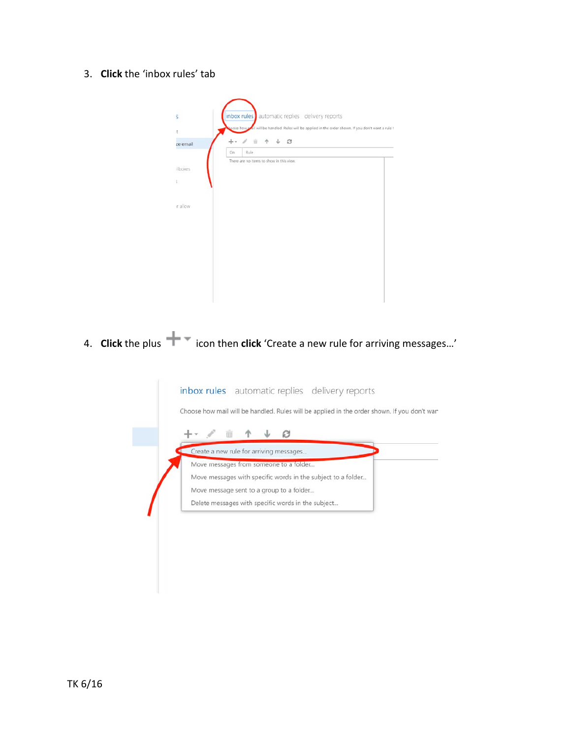3. **Click** the 'inbox rules' tab

4. **Click** the plus icon then **click** 'Create a new rule for arriving messages…'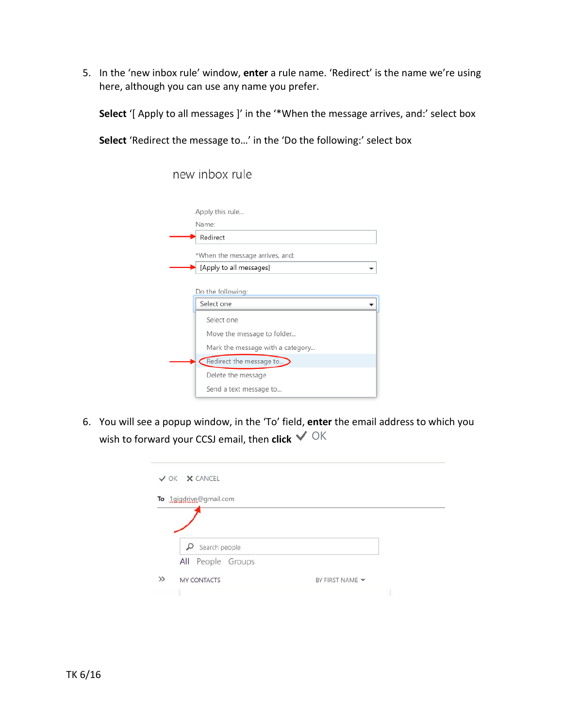5. In the 'new inbox rule' window, **enter** a rule name. 'Redirect' is the name we're using here, although you can use any name you prefer.

   **Select** '[ Apply to all messages ]' in the '*When the message arrives, and:' select box

   **Select** 'Redirect the message to…' in the 'Do the following:' select box

6. You will see a popup window, in the 'To' field, **enter** the email address to which you wish to forward your CCSJ email, then **click** ✓ OK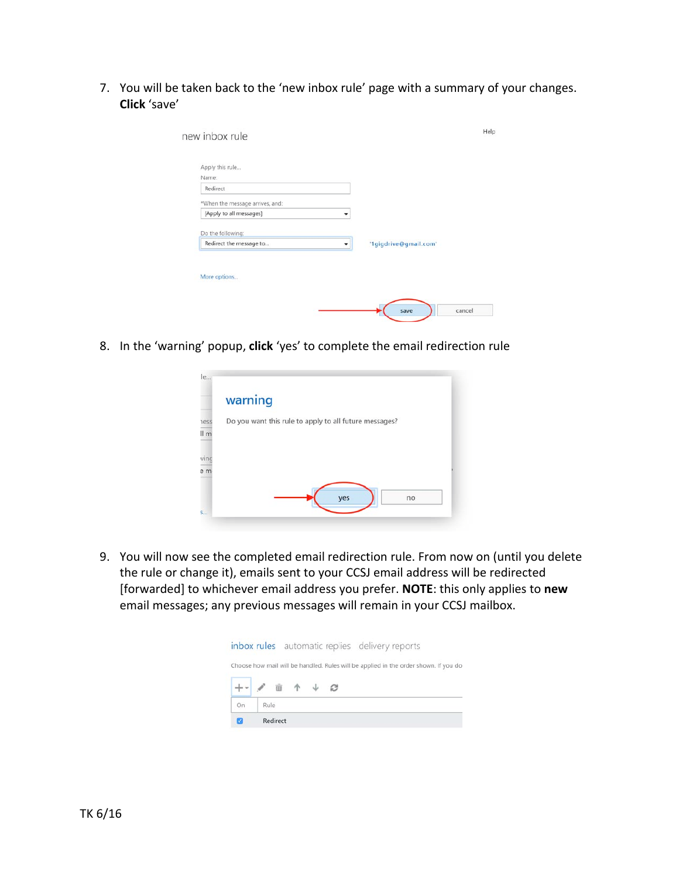7. You will be taken back to the 'new inbox rule' page with a summary of your changes. **Click** 'save'

8. In the 'warning' popup, **click** 'yes' to complete the email redirection rule

9. You will now see the completed email redirection rule. From now on (until you delete the rule or change it), emails sent to your CCSJ email address will be redirected [forwarded] to whichever email address you prefer. **NOTE**: this only applies to **new** email messages; any previous messages will remain in your CCSJ mailbox.

TK 6/16